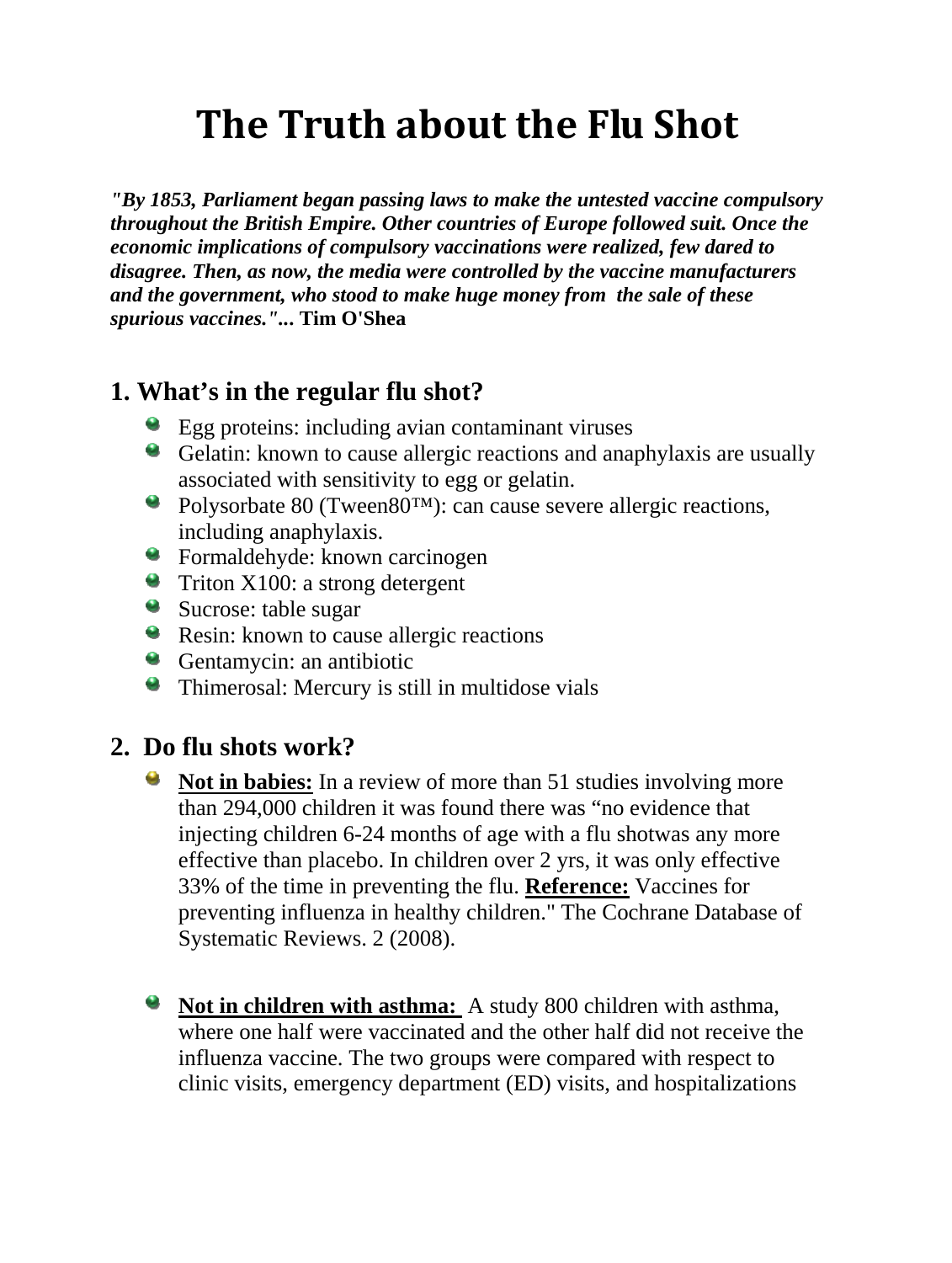# The Truth about the Flu Shot

***"By 1853, Parliament began passing laws to make the untested vaccine compulsory throughout the British Empire. Other countries of Europe followed suit. Once the economic implications of compulsory vaccinations were realized, few dared to disagree. Then, as now, the media were controlled by the vaccine manufacturers and the government, who stood to make huge money from the sale of these spurious vaccines."*** **... Tim O'Shea**

## 1. What's in the regular flu shot?

- Egg proteins: including avian contaminant viruses
- Gelatin: known to cause allergic reactions and anaphylaxis are usually associated with sensitivity to egg or gelatin.
- Polysorbate 80 (Tween80™): can cause severe allergic reactions, including anaphylaxis.
- Formaldehyde: known carcinogen
- Triton X100: a strong detergent
- Sucrose: table sugar
- Resin: known to cause allergic reactions
- Gentamycin: an antibiotic
- Thimerosal: Mercury is still in multidose vials

## 2. Do flu shots work?

- **Not in babies:** In a review of more than 51 studies involving more than 294,000 children it was found there was "no evidence that injecting children 6-24 months of age with a flu shotwas any more effective than placebo. In children over 2 yrs, it was only effective 33% of the time in preventing the flu. **Reference:** Vaccines for preventing influenza in healthy children." The Cochrane Database of Systematic Reviews. 2 (2008).

- **Not in children with asthma:** A study 800 children with asthma, where one half were vaccinated and the other half did not receive the influenza vaccine. The two groups were compared with respect to clinic visits, emergency department (ED) visits, and hospitalizations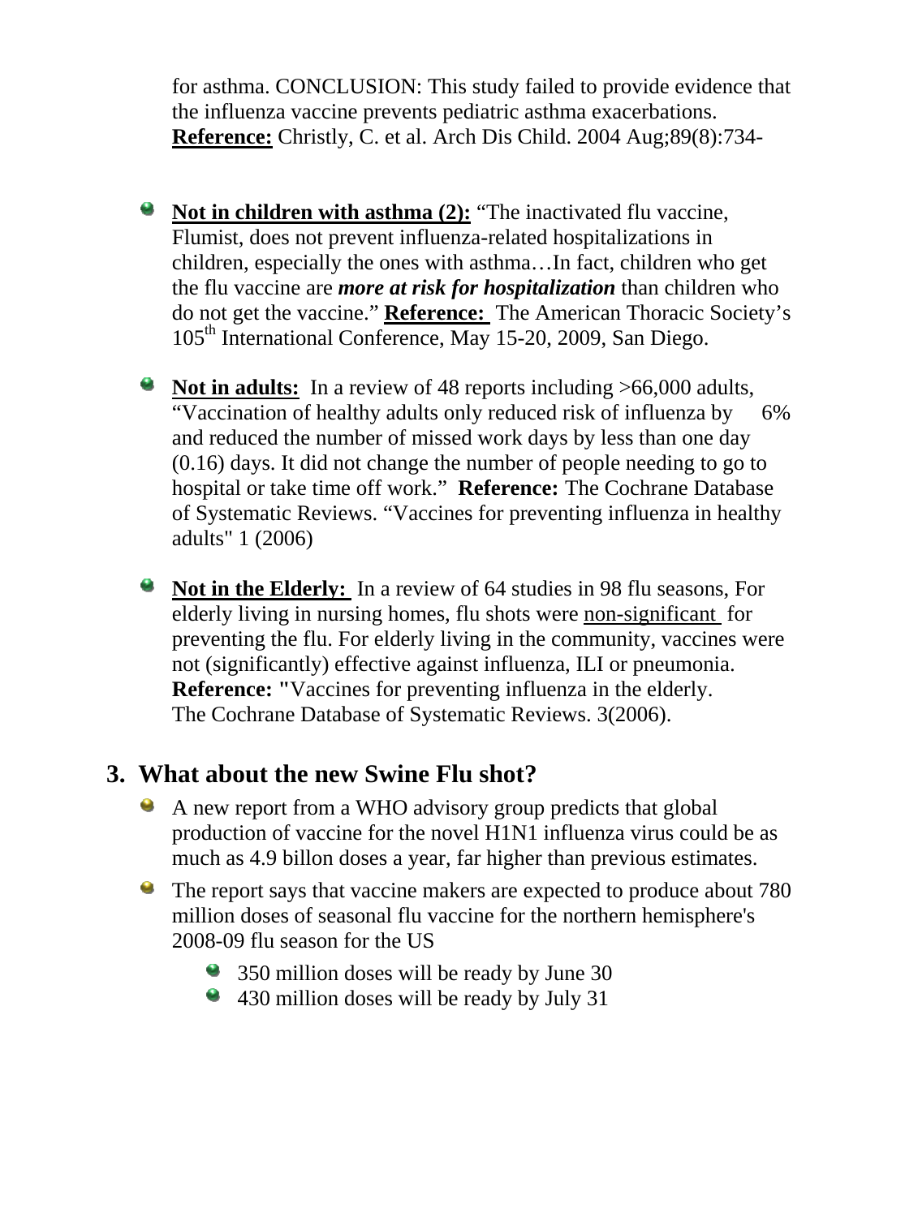for asthma. CONCLUSION: This study failed to provide evidence that the influenza vaccine prevents pediatric asthma exacerbations. **Reference:** Christly, C. et al. Arch Dis Child. 2004 Aug;89(8):734-

- **Not in children with asthma (2):** "The inactivated flu vaccine, Flumist, does not prevent influenza-related hospitalizations in children, especially the ones with asthma…In fact, children who get the flu vaccine are ***more at risk for hospitalization*** than children who do not get the vaccine." **Reference:** The American Thoracic Society's 105th International Conference, May 15-20, 2009, San Diego.

- **Not in adults:** In a review of 48 reports including >66,000 adults, "Vaccination of healthy adults only reduced risk of influenza by 6% and reduced the number of missed work days by less than one day (0.16) days. It did not change the number of people needing to go to hospital or take time off work." **Reference:** The Cochrane Database of Systematic Reviews. "Vaccines for preventing influenza in healthy adults" 1 (2006)

- **Not in the Elderly:** In a review of 64 studies in 98 flu seasons, For elderly living in nursing homes, flu shots were non-significant for preventing the flu. For elderly living in the community, vaccines were not (significantly) effective against influenza, ILI or pneumonia. **Reference: "**Vaccines for preventing influenza in the elderly. The Cochrane Database of Systematic Reviews. 3(2006).

## 3. What about the new Swine Flu shot?

- A new report from a WHO advisory group predicts that global production of vaccine for the novel H1N1 influenza virus could be as much as 4.9 billon doses a year, far higher than previous estimates.
- The report says that vaccine makers are expected to produce about 780 million doses of seasonal flu vaccine for the northern hemisphere's 2008-09 flu season for the US
  - 350 million doses will be ready by June 30
  - 430 million doses will be ready by July 31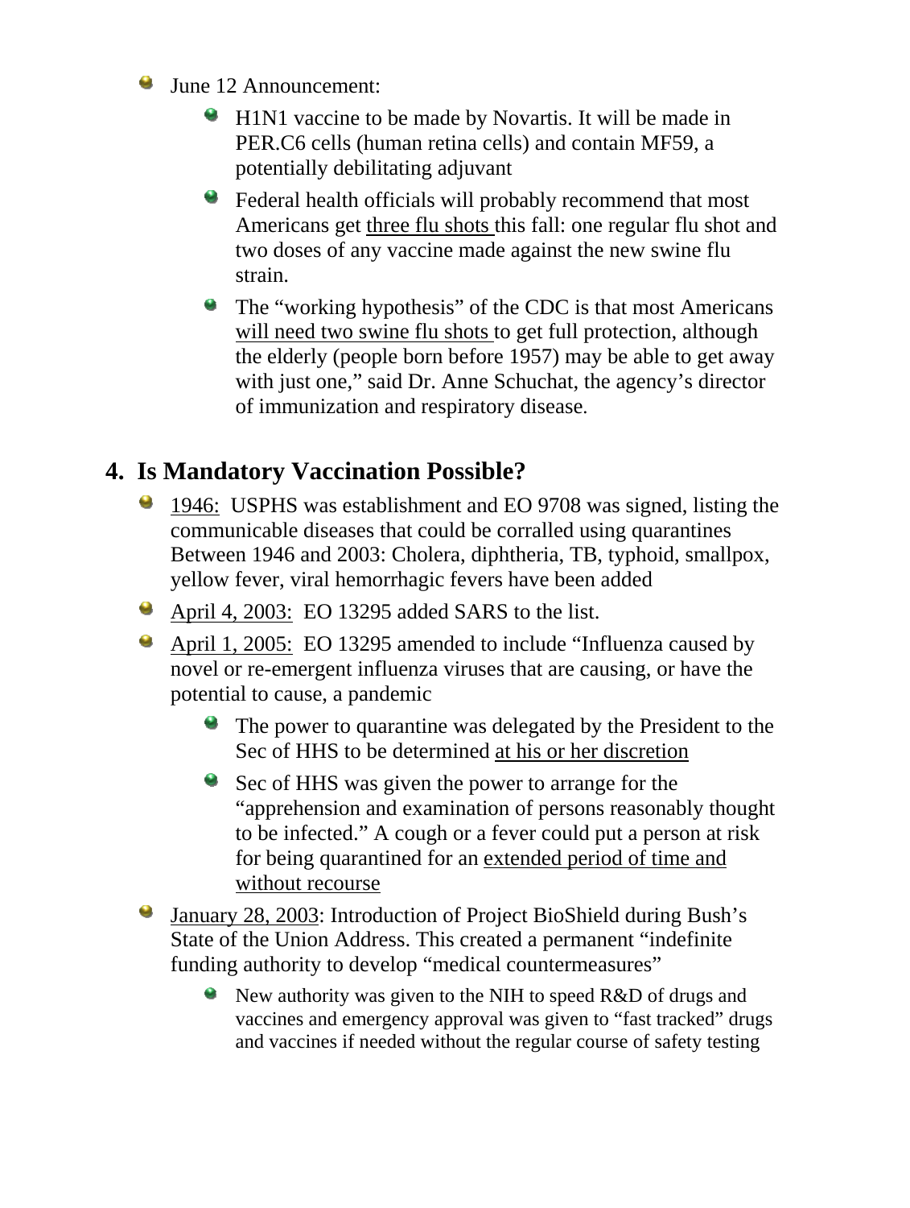- June 12 Announcement:
  - H1N1 vaccine to be made by Novartis. It will be made in PER.C6 cells (human retina cells) and contain MF59, a potentially debilitating adjuvant
  - Federal health officials will probably recommend that most Americans get <u>three flu shots</u> this fall: one regular flu shot and two doses of any vaccine made against the new swine flu strain.
  - The "working hypothesis" of the CDC is that most Americans <u>will need two swine flu shots</u> to get full protection, although the elderly (people born before 1957) may be able to get away with just one," said Dr. Anne Schuchat, the agency's director of immunization and respiratory disease.

## 4. Is Mandatory Vaccination Possible?

- <u>1946:</u> USPHS was establishment and EO 9708 was signed, listing the communicable diseases that could be corralled using quarantines Between 1946 and 2003: Cholera, diphtheria, TB, typhoid, smallpox, yellow fever, viral hemorrhagic fevers have been added
- <u>April 4, 2003:</u> EO 13295 added SARS to the list.
- <u>April 1, 2005:</u> EO 13295 amended to include "Influenza caused by novel or re-emergent influenza viruses that are causing, or have the potential to cause, a pandemic
  - The power to quarantine was delegated by the President to the Sec of HHS to be determined <u>at his or her discretion</u>
  - Sec of HHS was given the power to arrange for the "apprehension and examination of persons reasonably thought to be infected." A cough or a fever could put a person at risk for being quarantined for an <u>extended period of time and without recourse</u>
- <u>January 28, 2003</u>: Introduction of Project BioShield during Bush's State of the Union Address. This created a permanent "indefinite funding authority to develop "medical countermeasures"
  - New authority was given to the NIH to speed R&D of drugs and vaccines and emergency approval was given to "fast tracked" drugs and vaccines if needed without the regular course of safety testing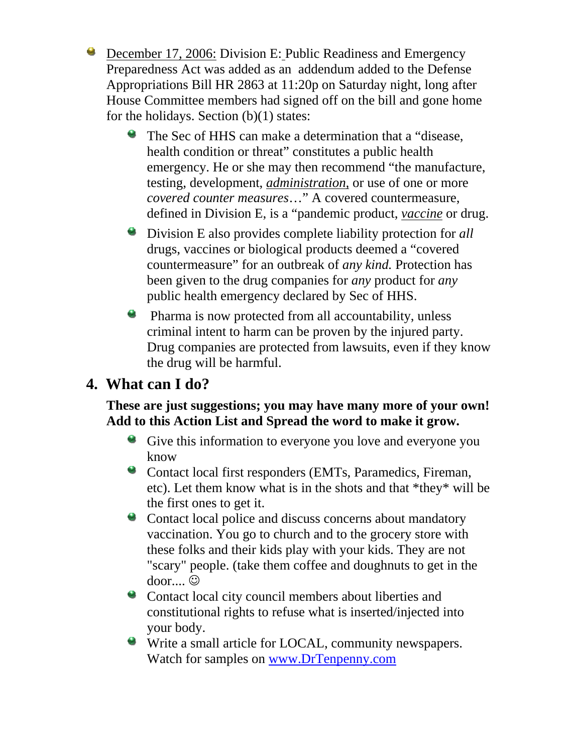- <u>December 17, 2006:</u> Division E: Public Readiness and Emergency Preparedness Act was added as an addendum added to the Defense Appropriations Bill HR 2863 at 11:20p on Saturday night, long after House Committee members had signed off on the bill and gone home for the holidays. Section (b)(1) states:
  - The Sec of HHS can make a determination that a "disease, health condition or threat" constitutes a public health emergency. He or she may then recommend "the manufacture, testing, development, <u>*administration*</u>, or use of one or more *covered counter measures*…" A covered countermeasure, defined in Division E, is a "pandemic product, <u>*vaccine*</u> or drug.
  - Division E also provides complete liability protection for *all* drugs, vaccines or biological products deemed a "covered countermeasure" for an outbreak of *any kind.* Protection has been given to the drug companies for *any* product for *any* public health emergency declared by Sec of HHS.
  - Pharma is now protected from all accountability, unless criminal intent to harm can be proven by the injured party. Drug companies are protected from lawsuits, even if they know the drug will be harmful.

## 4. What can I do?

**These are just suggestions; you may have many more of your own! Add to this Action List and Spread the word to make it grow.**

- Give this information to everyone you love and everyone you know
- Contact local first responders (EMTs, Paramedics, Fireman, etc). Let them know what is in the shots and that *they* will be the first ones to get it.
- Contact local police and discuss concerns about mandatory vaccination. You go to church and to the grocery store with these folks and their kids play with your kids. They are not "scary" people. (take them coffee and doughnuts to get in the door.... ☺
- Contact local city council members about liberties and constitutional rights to refuse what is inserted/injected into your body.
- Write a small article for LOCAL, community newspapers. Watch for samples on [www.DrTenpenny.com](http://www.DrTenpenny.com)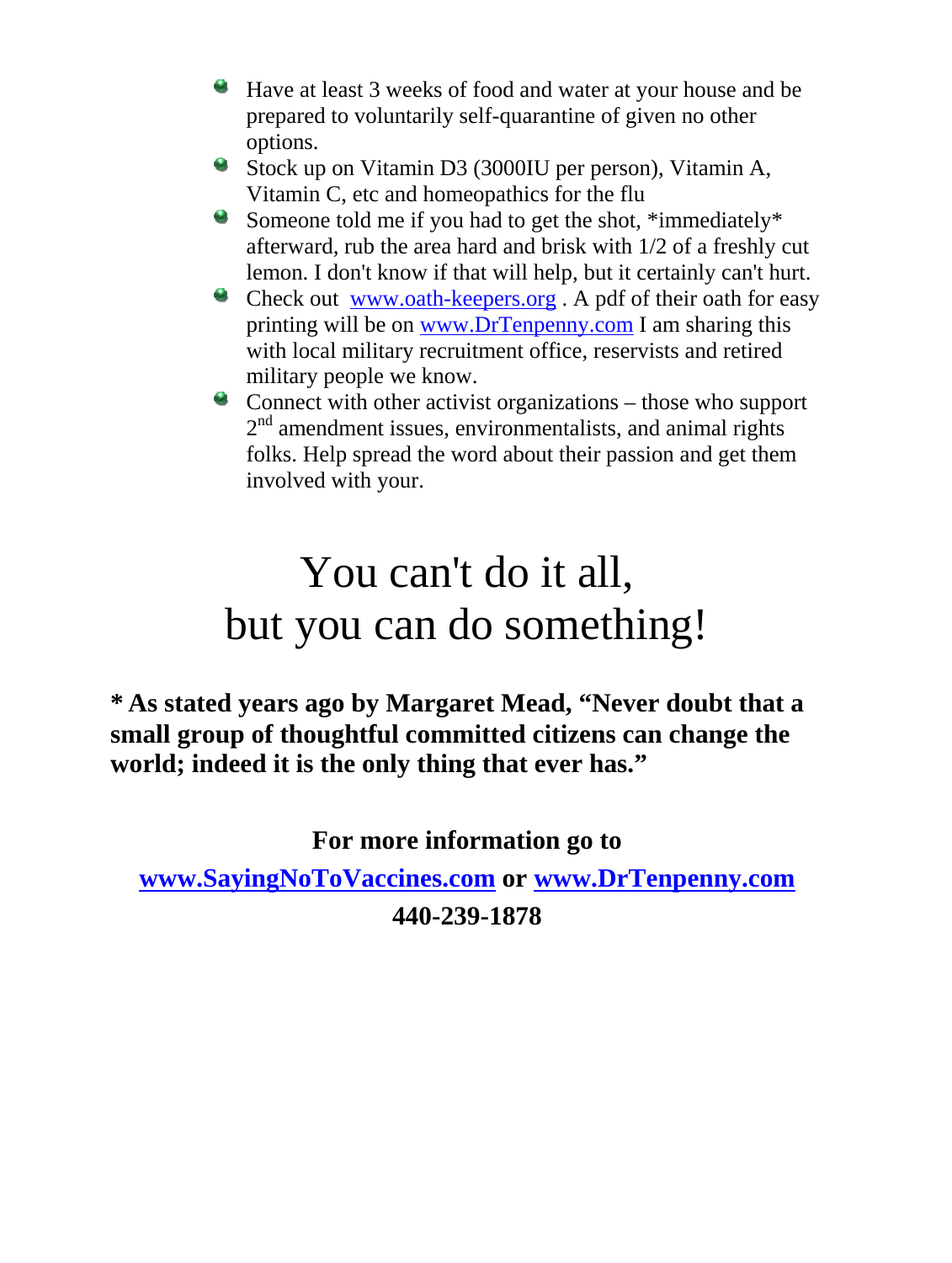- Have at least 3 weeks of food and water at your house and be prepared to voluntarily self-quarantine of given no other options.
- Stock up on Vitamin D3 (3000IU per person), Vitamin A, Vitamin C, etc and homeopathics for the flu
- Someone told me if you had to get the shot, *immediately* afterward, rub the area hard and brisk with 1/2 of a freshly cut lemon. I don't know if that will help, but it certainly can't hurt.
- Check out [www.oath-keepers.org](www.oath-keepers.org) . A pdf of their oath for easy printing will be on [www.DrTenpenny.com](www.DrTenpenny.com) I am sharing this with local military recruitment office, reservists and retired military people we know.
- Connect with other activist organizations – those who support 2nd amendment issues, environmentalists, and animal rights folks. Help spread the word about their passion and get them involved with your.

# You can't do it all, but you can do something!

**\* As stated years ago by Margaret Mead, "Never doubt that a small group of thoughtful committed citizens can change the world; indeed it is the only thing that ever has."**

**For more information go to**

**[www.SayingNoToVaccines.com](www.SayingNoToVaccines.com) or [www.DrTenpenny.com](www.DrTenpenny.com)**

**440-239-1878**